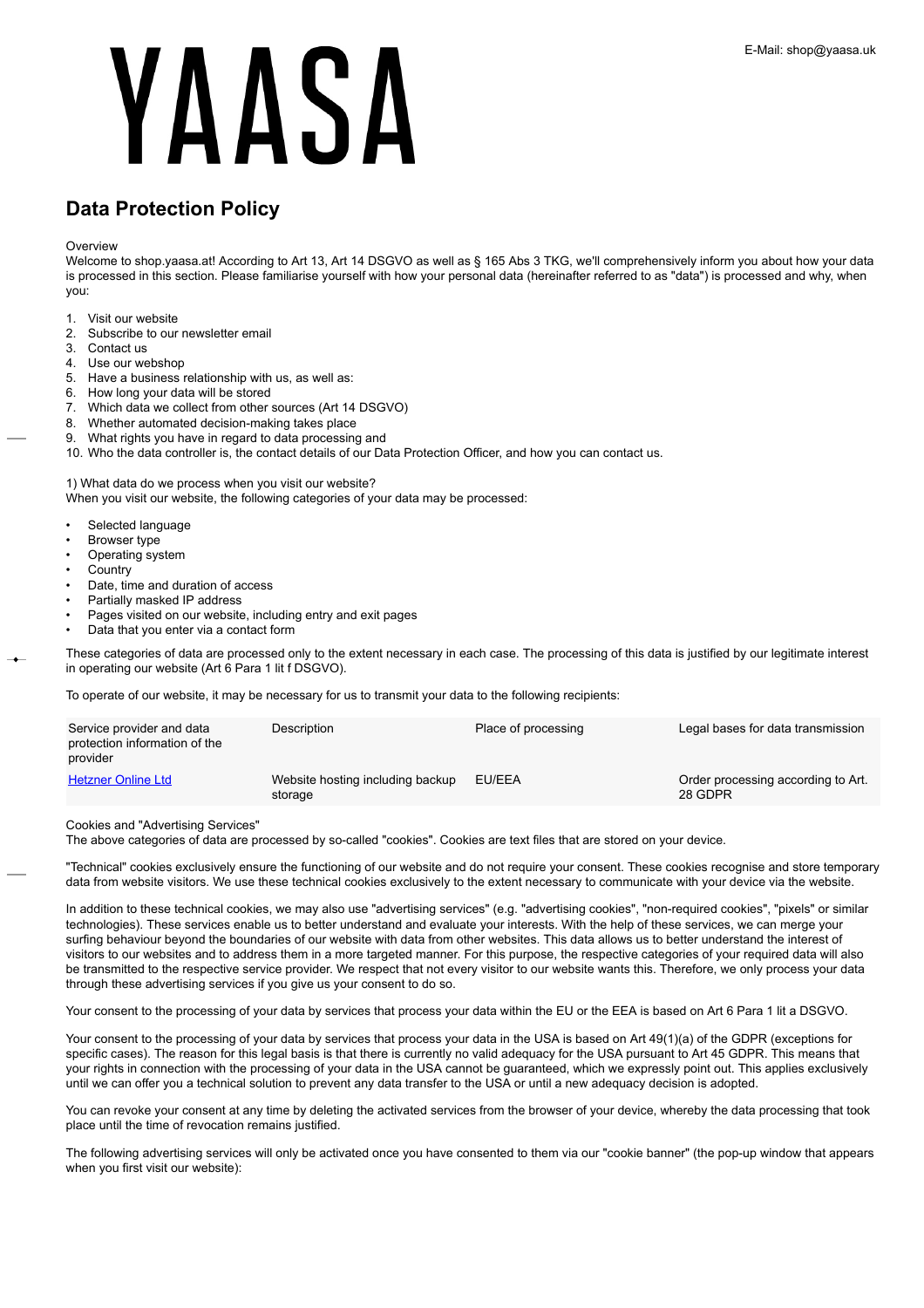# YAASA

E-Mail: shop@yaasa.uk

## Data Protection Policy

Overview
Welcome to shop.yaasa.at! According to Art 13, Art 14 DSGVO as well as § 165 Abs 3 TKG, we'll comprehensively inform you about how your data is processed in this section. Please familiarise yourself with how your personal data (hereinafter referred to as "data") is processed and why, when you:

1. Visit our website
2. Subscribe to our newsletter email
3. Contact us
4. Use our webshop
5. Have a business relationship with us, as well as:
6. How long your data will be stored
7. Which data we collect from other sources (Art 14 DSGVO)
8. Whether automated decision-making takes place
9. What rights you have in regard to data processing and
10. Who the data controller is, the contact details of our Data Protection Officer, and how you can contact us.

1) What data do we process when you visit our website?
When you visit our website, the following categories of your data may be processed:

- Selected language
- Browser type
- Operating system
- Country
- Date, time and duration of access
- Partially masked IP address
- Pages visited on our website, including entry and exit pages
- Data that you enter via a contact form

These categories of data are processed only to the extent necessary in each case. The processing of this data is justified by our legitimate interest in operating our website (Art 6 Para 1 lit f DSGVO).

To operate of our website, it may be necessary for us to transmit your data to the following recipients:

| Service provider and data protection information of the provider | Description | Place of processing | Legal bases for data transmission |
| --- | --- | --- | --- |
| Hetzner Online Ltd | Website hosting including backup storage | EU/EEA | Order processing according to Art. 28 GDPR |

Cookies and "Advertising Services"
The above categories of data are processed by so-called "cookies". Cookies are text files that are stored on your device.

"Technical" cookies exclusively ensure the functioning of our website and do not require your consent. These cookies recognise and store temporary data from website visitors. We use these technical cookies exclusively to the extent necessary to communicate with your device via the website.

In addition to these technical cookies, we may also use "advertising services" (e.g. "advertising cookies", "non-required cookies", "pixels" or similar technologies). These services enable us to better understand and evaluate your interests. With the help of these services, we can merge your surfing behaviour beyond the boundaries of our website with data from other websites. This data allows us to better understand the interest of visitors to our websites and to address them in a more targeted manner. For this purpose, the respective categories of your required data will also be transmitted to the respective service provider. We respect that not every visitor to our website wants this. Therefore, we only process your data through these advertising services if you give us your consent to do so.

Your consent to the processing of your data by services that process your data within the EU or the EEA is based on Art 6 Para 1 lit a DSGVO.

Your consent to the processing of your data by services that process your data in the USA is based on Art 49(1)(a) of the GDPR (exceptions for specific cases). The reason for this legal basis is that there is currently no valid adequacy for the USA pursuant to Art 45 GDPR. This means that your rights in connection with the processing of your data in the USA cannot be guaranteed, which we expressly point out. This applies exclusively until we can offer you a technical solution to prevent any data transfer to the USA or until a new adequacy decision is adopted.

You can revoke your consent at any time by deleting the activated services from the browser of your device, whereby the data processing that took place until the time of revocation remains justified.

The following advertising services will only be activated once you have consented to them via our "cookie banner" (the pop-up window that appears when you first visit our website):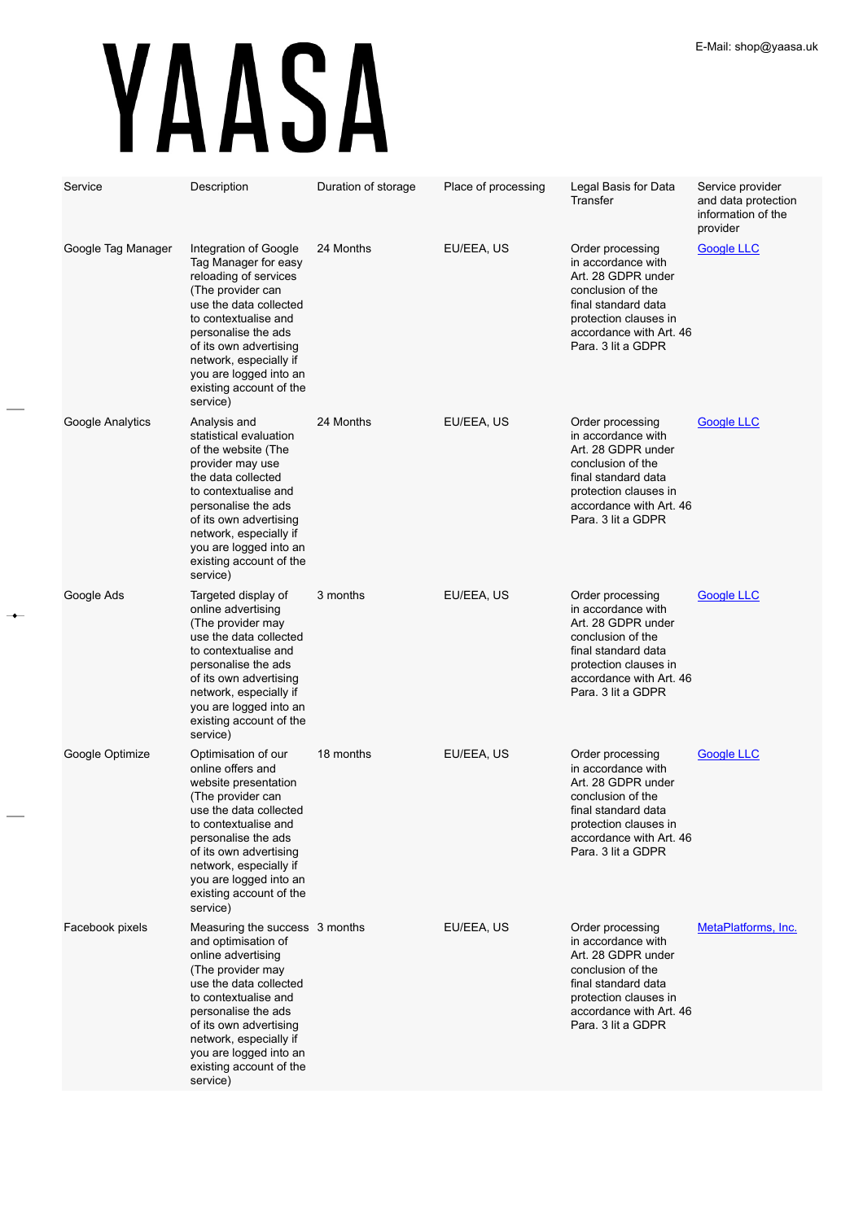# YAASA

E-Mail: shop@yaasa.uk

| Service | Description | Duration of storage | Place of processing | Legal Basis for Data Transfer | Service provider and data protection information of the provider |
|---|---|---|---|---|---|
| Google Tag Manager | Integration of Google Tag Manager for easy reloading of services (The provider can use the data collected to contextualise and personalise the ads of its own advertising network, especially if you are logged into an existing account of the service) | 24 Months | EU/EEA, US | Order processing in accordance with Art. 28 GDPR under conclusion of the final standard data protection clauses in accordance with Art. 46 Para. 3 lit a GDPR | Google LLC |
| Google Analytics | Analysis and statistical evaluation of the website (The provider may use the data collected to contextualise and personalise the ads of its own advertising network, especially if you are logged into an existing account of the service) | 24 Months | EU/EEA, US | Order processing in accordance with Art. 28 GDPR under conclusion of the final standard data protection clauses in accordance with Art. 46 Para. 3 lit a GDPR | Google LLC |
| Google Ads | Targeted display of online advertising (The provider may use the data collected to contextualise and personalise the ads of its own advertising network, especially if you are logged into an existing account of the service) | 3 months | EU/EEA, US | Order processing in accordance with Art. 28 GDPR under conclusion of the final standard data protection clauses in accordance with Art. 46 Para. 3 lit a GDPR | Google LLC |
| Google Optimize | Optimisation of our online offers and website presentation (The provider can use the data collected to contextualise and personalise the ads of its own advertising network, especially if you are logged into an existing account of the service) | 18 months | EU/EEA, US | Order processing in accordance with Art. 28 GDPR under conclusion of the final standard data protection clauses in accordance with Art. 46 Para. 3 lit a GDPR | Google LLC |
| Facebook pixels | Measuring the success and optimisation of online advertising (The provider may use the data collected to contextualise and personalise the ads of its own advertising network, especially if you are logged into an existing account of the service) | 3 months | EU/EEA, US | Order processing in accordance with Art. 28 GDPR under conclusion of the final standard data protection clauses in accordance with Art. 46 Para. 3 lit a GDPR | MetaPlatforms, Inc. |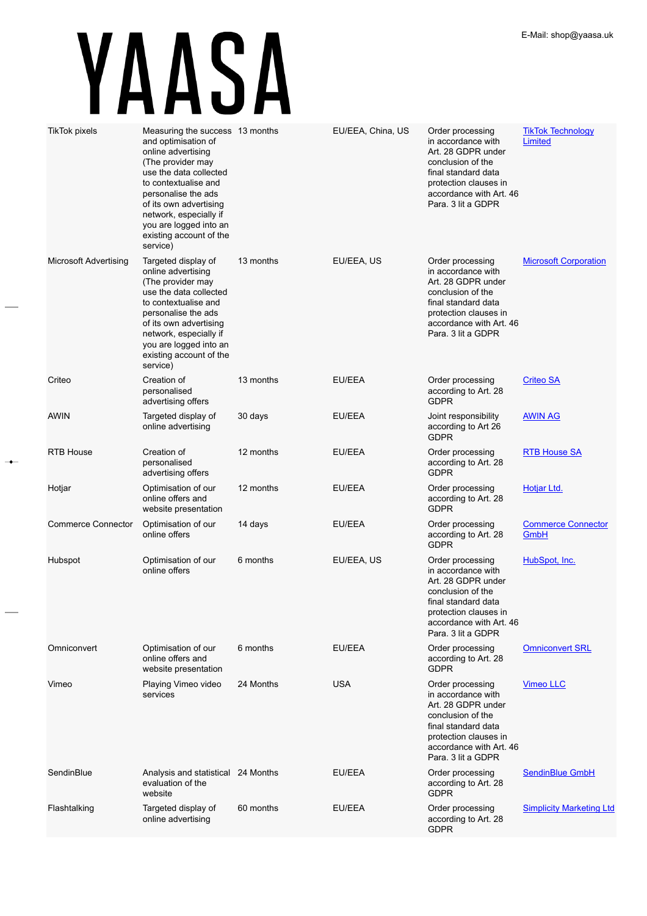| TikTok pixels | Measuring the success and optimisation of online advertising (The provider may use the data collected to contextualise and personalise the ads of its own advertising network, especially if you are logged into an existing account of the service) | 13 months | EU/EEA, China, US | Order processing in accordance with Art. 28 GDPR under conclusion of the final standard data protection clauses in accordance with Art. 46 Para. 3 lit a GDPR | TikTok Technology Limited |
|---|---|---|---|---|---|
| Microsoft Advertising | Targeted display of online advertising (The provider may use the data collected to contextualise and personalise the ads of its own advertising network, especially if you are logged into an existing account of the service) | 13 months | EU/EEA, US | Order processing in accordance with Art. 28 GDPR under conclusion of the final standard data protection clauses in accordance with Art. 46 Para. 3 lit a GDPR | Microsoft Corporation |
| Criteo | Creation of personalised advertising offers | 13 months | EU/EEA | Order processing according to Art. 28 GDPR | Criteo SA |
| AWIN | Targeted display of online advertising | 30 days | EU/EEA | Joint responsibility according to Art 26 GDPR | AWIN AG |
| RTB House | Creation of personalised advertising offers | 12 months | EU/EEA | Order processing according to Art. 28 GDPR | RTB House SA |
| Hotjar | Optimisation of our online offers and website presentation | 12 months | EU/EEA | Order processing according to Art. 28 GDPR | Hotjar Ltd. |
| Commerce Connector | Optimisation of our online offers | 14 days | EU/EEA | Order processing according to Art. 28 GDPR | Commerce Connector GmbH |
| Hubspot | Optimisation of our online offers | 6 months | EU/EEA, US | Order processing in accordance with Art. 28 GDPR under conclusion of the final standard data protection clauses in accordance with Art. 46 Para. 3 lit a GDPR | HubSpot, Inc. |
| Omniconvert | Optimisation of our online offers and website presentation | 6 months | EU/EEA | Order processing according to Art. 28 GDPR | Omniconvert SRL |
| Vimeo | Playing Vimeo video services | 24 Months | USA | Order processing in accordance with Art. 28 GDPR under conclusion of the final standard data protection clauses in accordance with Art. 46 Para. 3 lit a GDPR | Vimeo LLC |
| SendinBlue | Analysis and statistical evaluation of the website | 24 Months | EU/EEA | Order processing according to Art. 28 GDPR | SendinBlue GmbH |
| Flashtalking | Targeted display of online advertising | 60 months | EU/EEA | Order processing according to Art. 28 GDPR | Simplicity Marketing Ltd |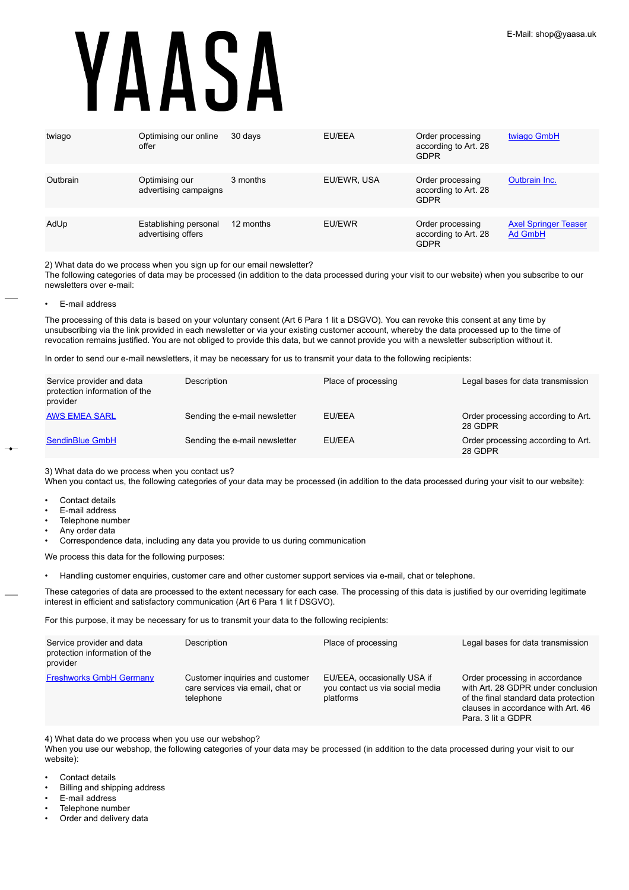| twiago | Optimising our online offer | 30 days | EU/EEA | Order processing according to Art. 28 GDPR | twiago GmbH |
|---|---|---|---|---|---|
| Outbrain | Optimising our advertising campaigns | 3 months | EU/EWR, USA | Order processing according to Art. 28 GDPR | Outbrain Inc. |
| AdUp | Establishing personal advertising offers | 12 months | EU/EWR | Order processing according to Art. 28 GDPR | Axel Springer Teaser Ad GmbH |

2) What data do we process when you sign up for our email newsletter?
The following categories of data may be processed (in addition to the data processed during your visit to our website) when you subscribe to our newsletters over e-mail:

- E-mail address

The processing of this data is based on your voluntary consent (Art 6 Para 1 lit a DSGVO). You can revoke this consent at any time by unsubscribing via the link provided in each newsletter or via your existing customer account, whereby the data processed up to the time of revocation remains justified. You are not obliged to provide this data, but we cannot provide you with a newsletter subscription without it.

In order to send our e-mail newsletters, it may be necessary for us to transmit your data to the following recipients:

| Service provider and data protection information of the provider | Description | Place of processing | Legal bases for data transmission |
|---|---|---|---|
| AWS EMEA SARL | Sending the e-mail newsletter | EU/EEA | Order processing according to Art. 28 GDPR |
| SendinBlue GmbH | Sending the e-mail newsletter | EU/EEA | Order processing according to Art. 28 GDPR |

3) What data do we process when you contact us?
When you contact us, the following categories of your data may be processed (in addition to the data processed during your visit to our website):

- Contact details
- E-mail address
- Telephone number
- Any order data
- Correspondence data, including any data you provide to us during communication

We process this data for the following purposes:

- Handling customer enquiries, customer care and other customer support services via e-mail, chat or telephone.

These categories of data are processed to the extent necessary for each case. The processing of this data is justified by our overriding legitimate interest in efficient and satisfactory communication (Art 6 Para 1 lit f DSGVO).

For this purpose, it may be necessary for us to transmit your data to the following recipients:

| Service provider and data protection information of the provider | Description | Place of processing | Legal bases for data transmission |
|---|---|---|---|
| Freshworks GmbH Germany | Customer inquiries and customer care services via email, chat or telephone | EU/EEA, occasionally USA if you contact us via social media platforms | Order processing in accordance with Art. 28 GDPR under conclusion of the final standard data protection clauses in accordance with Art. 46 Para. 3 lit a GDPR |

4) What data do we process when you use our webshop?
When you use our webshop, the following categories of your data may be processed (in addition to the data processed during your visit to our website):

- Contact details
- Billing and shipping address
- E-mail address
- Telephone number
- Order and delivery data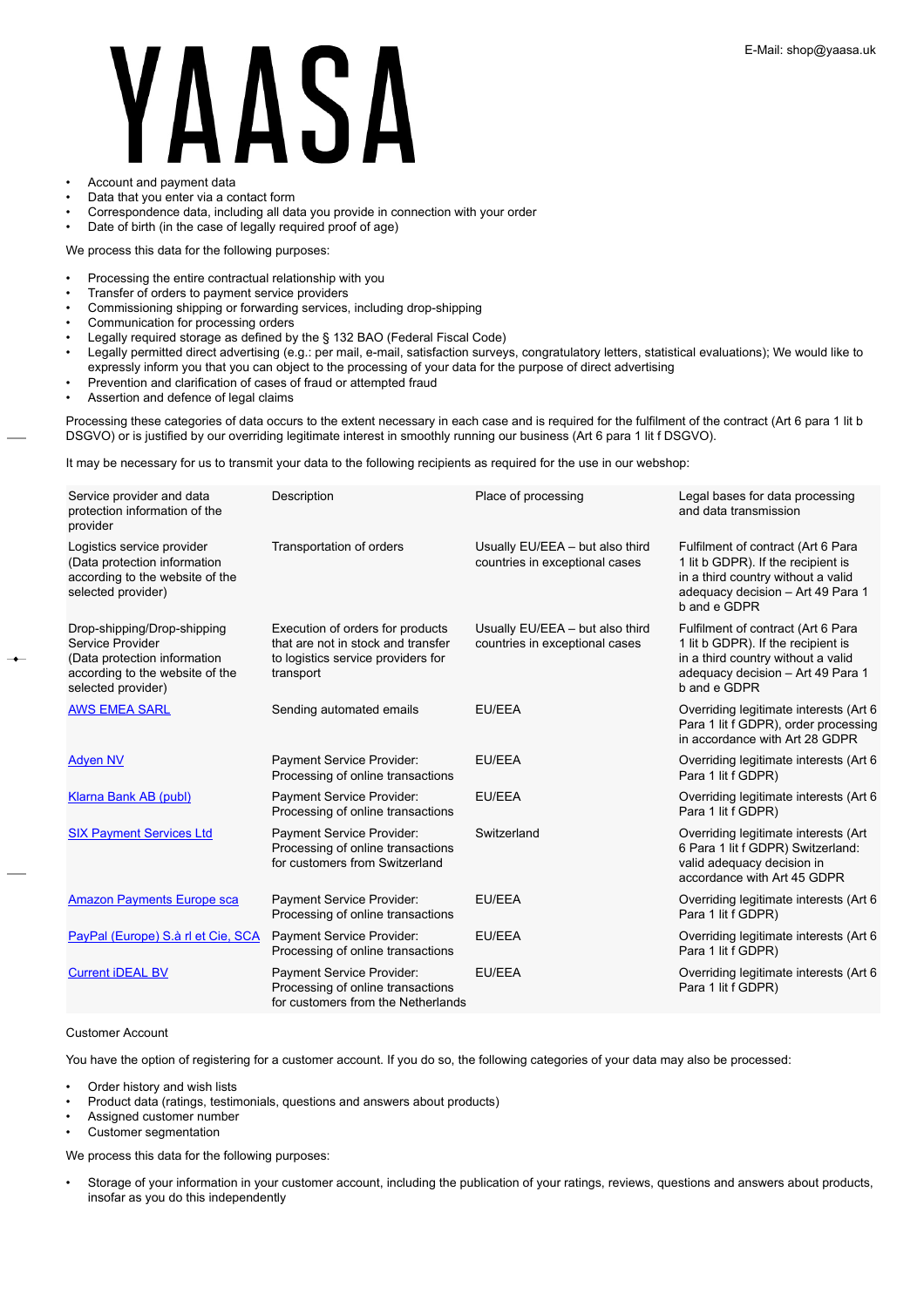- Account and payment data
- Data that you enter via a contact form
- Correspondence data, including all data you provide in connection with your order
- Date of birth (in the case of legally required proof of age)

We process this data for the following purposes:

- Processing the entire contractual relationship with you
- Transfer of orders to payment service providers
- Commissioning shipping or forwarding services, including drop-shipping
- Communication for processing orders
- Legally required storage as defined by the § 132 BAO (Federal Fiscal Code)
- Legally permitted direct advertising (e.g.: per mail, e-mail, satisfaction surveys, congratulatory letters, statistical evaluations); We would like to expressly inform you that you can object to the processing of your data for the purpose of direct advertising
- Prevention and clarification of cases of fraud or attempted fraud
- Assertion and defence of legal claims

Processing these categories of data occurs to the extent necessary in each case and is required for the fulfilment of the contract (Art 6 para 1 lit b DSGVO) or is justified by our overriding legitimate interest in smoothly running our business (Art 6 para 1 lit f DSGVO).

It may be necessary for us to transmit your data to the following recipients as required for the use in our webshop:

| Service provider and data protection information of the provider | Description | Place of processing | Legal bases for data processing and data transmission |
|---|---|---|---|
| Logistics service provider (Data protection information according to the website of the selected provider) | Transportation of orders | Usually EU/EEA – but also third countries in exceptional cases | Fulfilment of contract (Art 6 Para 1 lit b GDPR). If the recipient is in a third country without a valid adequacy decision – Art 49 Para 1 b and e GDPR |
| Drop-shipping/Drop-shipping Service Provider (Data protection information according to the website of the selected provider) | Execution of orders for products that are not in stock and transfer to logistics service providers for transport | Usually EU/EEA – but also third countries in exceptional cases | Fulfilment of contract (Art 6 Para 1 lit b GDPR). If the recipient is in a third country without a valid adequacy decision – Art 49 Para 1 b and e GDPR |
| AWS EMEA SARL | Sending automated emails | EU/EEA | Overriding legitimate interests (Art 6 Para 1 lit f GDPR), order processing in accordance with Art 28 GDPR |
| Adyen NV | Payment Service Provider: Processing of online transactions | EU/EEA | Overriding legitimate interests (Art 6 Para 1 lit f GDPR) |
| Klarna Bank AB (publ) | Payment Service Provider: Processing of online transactions | EU/EEA | Overriding legitimate interests (Art 6 Para 1 lit f GDPR) |
| SIX Payment Services Ltd | Payment Service Provider: Processing of online transactions for customers from Switzerland | Switzerland | Overriding legitimate interests (Art 6 Para 1 lit f GDPR) Switzerland: valid adequacy decision in accordance with Art 45 GDPR |
| Amazon Payments Europe sca | Payment Service Provider: Processing of online transactions | EU/EEA | Overriding legitimate interests (Art 6 Para 1 lit f GDPR) |
| PayPal (Europe) S.à rl et Cie, SCA | Payment Service Provider: Processing of online transactions | EU/EEA | Overriding legitimate interests (Art 6 Para 1 lit f GDPR) |
| Current iDEAL BV | Payment Service Provider: Processing of online transactions for customers from the Netherlands | EU/EEA | Overriding legitimate interests (Art 6 Para 1 lit f GDPR) |

Customer Account

You have the option of registering for a customer account. If you do so, the following categories of your data may also be processed:

- Order history and wish lists
- Product data (ratings, testimonials, questions and answers about products)
- Assigned customer number
- Customer segmentation

We process this data for the following purposes:

- Storage of your information in your customer account, including the publication of your ratings, reviews, questions and answers about products, insofar as you do this independently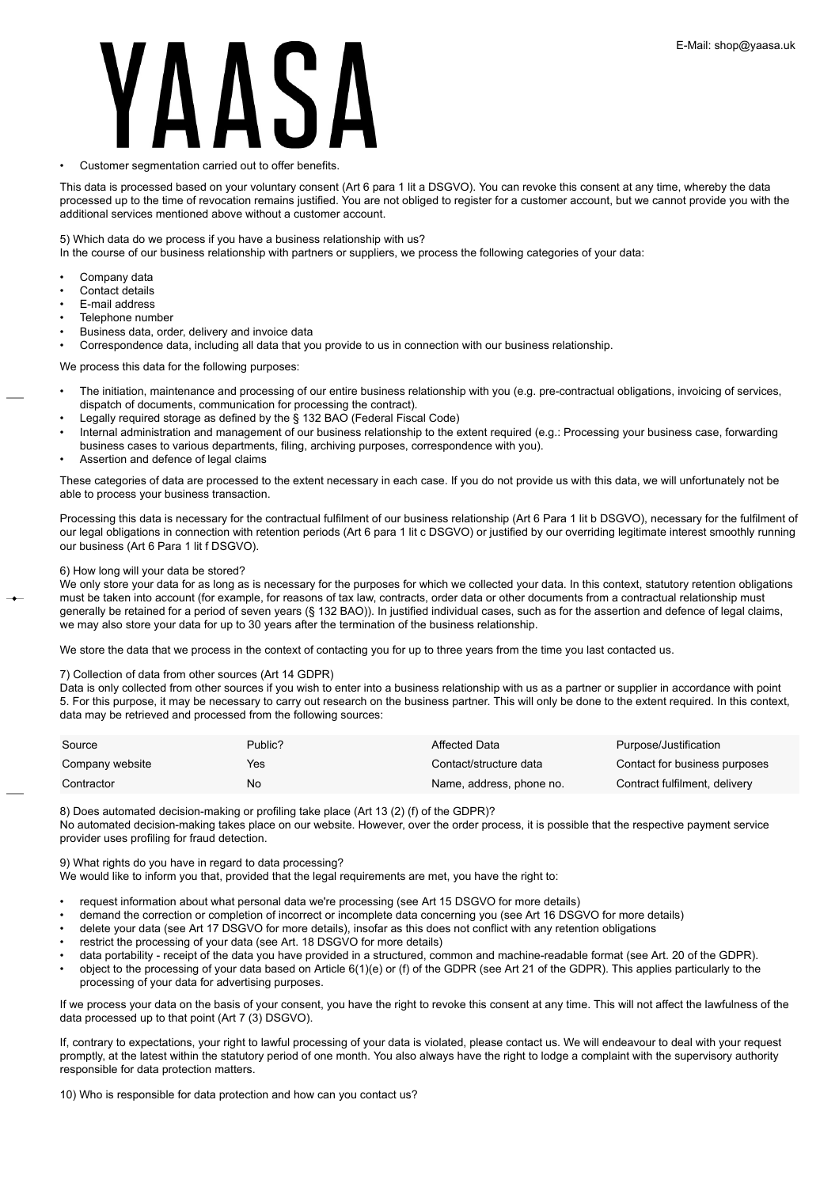- Customer segmentation carried out to offer benefits.

This data is processed based on your voluntary consent (Art 6 para 1 lit a DSGVO). You can revoke this consent at any time, whereby the data processed up to the time of revocation remains justified. You are not obliged to register for a customer account, but we cannot provide you with the additional services mentioned above without a customer account.

5) Which data do we process if you have a business relationship with us?
In the course of our business relationship with partners or suppliers, we process the following categories of your data:

- Company data
- Contact details
- E-mail address
- Telephone number
- Business data, order, delivery and invoice data
- Correspondence data, including all data that you provide to us in connection with our business relationship.

We process this data for the following purposes:

- The initiation, maintenance and processing of our entire business relationship with you (e.g. pre-contractual obligations, invoicing of services, dispatch of documents, communication for processing the contract).
- Legally required storage as defined by the § 132 BAO (Federal Fiscal Code)
- Internal administration and management of our business relationship to the extent required (e.g.: Processing your business case, forwarding business cases to various departments, filing, archiving purposes, correspondence with you).
- Assertion and defence of legal claims

These categories of data are processed to the extent necessary in each case. If you do not provide us with this data, we will unfortunately not be able to process your business transaction.

Processing this data is necessary for the contractual fulfilment of our business relationship (Art 6 Para 1 lit b DSGVO), necessary for the fulfilment of our legal obligations in connection with retention periods (Art 6 para 1 lit c DSGVO) or justified by our overriding legitimate interest smoothly running our business (Art 6 Para 1 lit f DSGVO).

6) How long will your data be stored?
We only store your data for as long as is necessary for the purposes for which we collected your data. In this context, statutory retention obligations must be taken into account (for example, for reasons of tax law, contracts, order data or other documents from a contractual relationship must generally be retained for a period of seven years (§ 132 BAO)). In justified individual cases, such as for the assertion and defence of legal claims, we may also store your data for up to 30 years after the termination of the business relationship.

We store the data that we process in the context of contacting you for up to three years from the time you last contacted us.

7) Collection of data from other sources (Art 14 GDPR)
Data is only collected from other sources if you wish to enter into a business relationship with us as a partner or supplier in accordance with point 5. For this purpose, it may be necessary to carry out research on the business partner. This will only be done to the extent required. In this context, data may be retrieved and processed from the following sources:

| Source | Public? | Affected Data | Purpose/Justification |
|---|---|---|---|
| Company website | Yes | Contact/structure data | Contact for business purposes |
| Contractor | No | Name, address, phone no. | Contract fulfilment, delivery |

8) Does automated decision-making or profiling take place (Art 13 (2) (f) of the GDPR)?
No automated decision-making takes place on our website. However, over the order process, it is possible that the respective payment service provider uses profiling for fraud detection.

9) What rights do you have in regard to data processing?
We would like to inform you that, provided that the legal requirements are met, you have the right to:

- request information about what personal data we're processing (see Art 15 DSGVO for more details)
- demand the correction or completion of incorrect or incomplete data concerning you (see Art 16 DSGVO for more details)
- delete your data (see Art 17 DSGVO for more details), insofar as this does not conflict with any retention obligations
- restrict the processing of your data (see Art. 18 DSGVO for more details)
- data portability - receipt of the data you have provided in a structured, common and machine-readable format (see Art. 20 of the GDPR).
- object to the processing of your data based on Article 6(1)(e) or (f) of the GDPR (see Art 21 of the GDPR). This applies particularly to the processing of your data for advertising purposes.

If we process your data on the basis of your consent, you have the right to revoke this consent at any time. This will not affect the lawfulness of the data processed up to that point (Art 7 (3) DSGVO).

If, contrary to expectations, your right to lawful processing of your data is violated, please contact us. We will endeavour to deal with your request promptly, at the latest within the statutory period of one month. You also always have the right to lodge a complaint with the supervisory authority responsible for data protection matters.

10) Who is responsible for data protection and how can you contact us?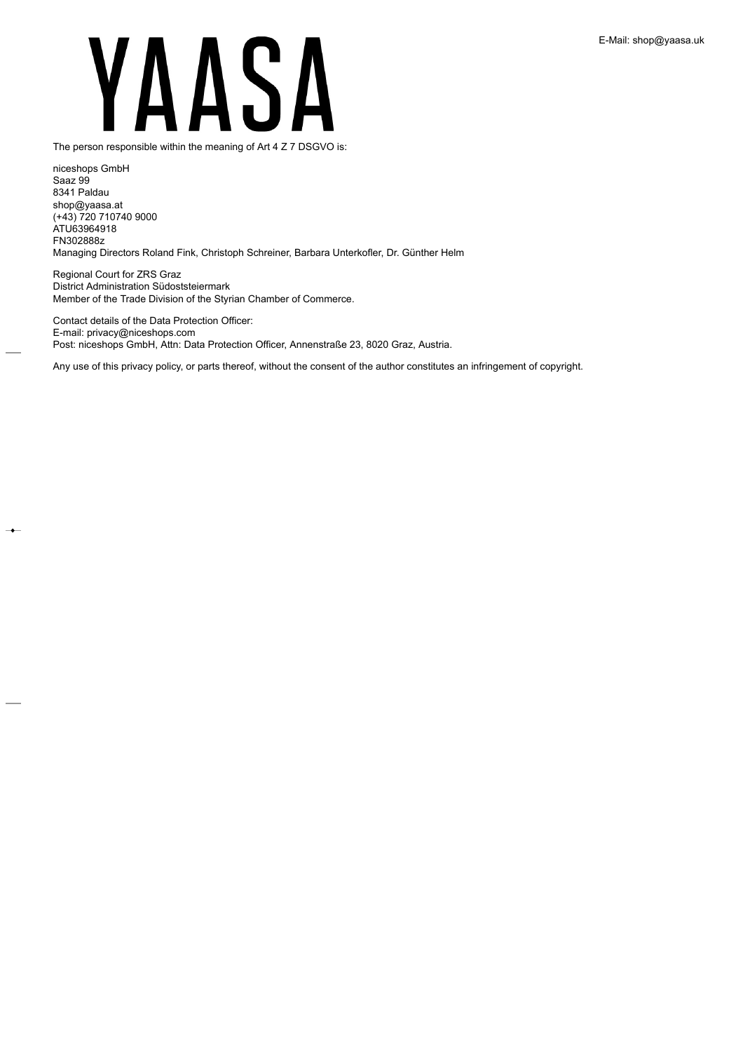The person responsible within the meaning of Art 4 Z 7 DSGVO is:

niceshops GmbH
Saaz 99
8341 Paldau
shop@yaasa.at
(+43) 720 710740 9000
ATU63964918
FN302888z
Managing Directors Roland Fink, Christoph Schreiner, Barbara Unterkofler, Dr. Günther Helm

Regional Court for ZRS Graz
District Administration Südoststeiermark
Member of the Trade Division of the Styrian Chamber of Commerce.

Contact details of the Data Protection Officer:
E-mail: privacy@niceshops.com
Post: niceshops GmbH, Attn: Data Protection Officer, Annenstraße 23, 8020 Graz, Austria.

Any use of this privacy policy, or parts thereof, without the consent of the author constitutes an infringement of copyright.